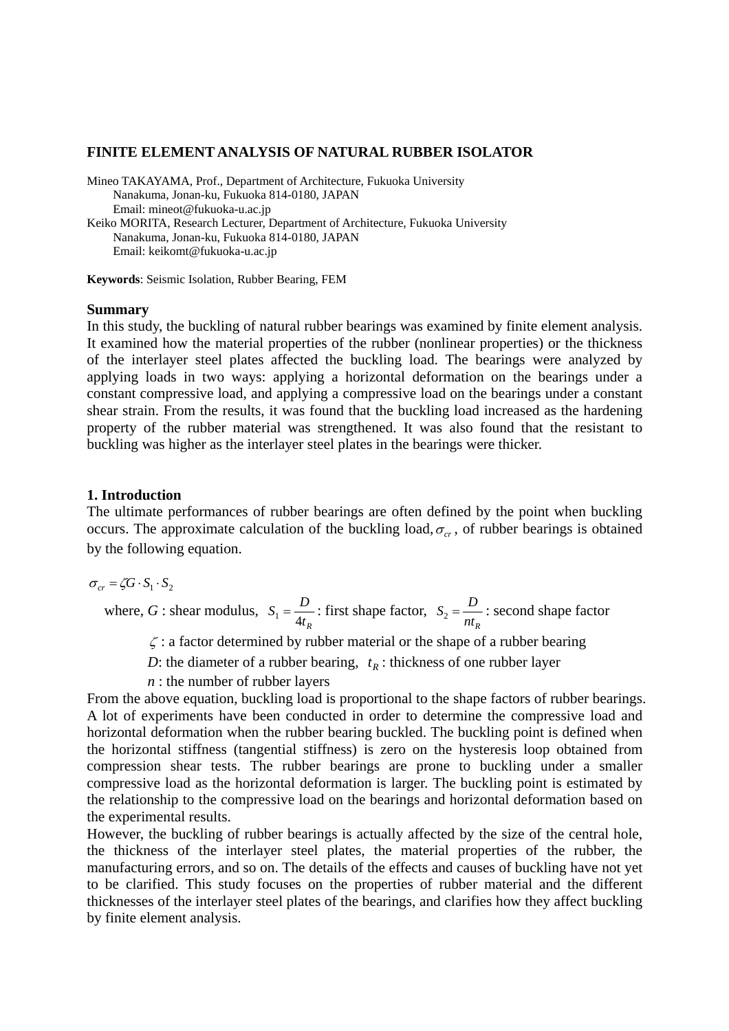# FINITE ELEMENT ANALYSIS OF NATURAL RUBBER ISOLATOR

Mineo TAKAYAMA, Prof., Department of Architecture, Fukuoka University
Nanakuma, Jonan-ku, Fukuoka 814-0180, JAPAN
Email: mineot@fukuoka-u.ac.jp
Keiko MORITA, Research Lecturer, Department of Architecture, Fukuoka University
Nanakuma, Jonan-ku, Fukuoka 814-0180, JAPAN
Email: keikomt@fukuoka-u.ac.jp

**Keywords**: Seismic Isolation, Rubber Bearing, FEM

## Summary

In this study, the buckling of natural rubber bearings was examined by finite element analysis. It examined how the material properties of the rubber (nonlinear properties) or the thickness of the interlayer steel plates affected the buckling load. The bearings were analyzed by applying loads in two ways: applying a horizontal deformation on the bearings under a constant compressive load, and applying a compressive load on the bearings under a constant shear strain. From the results, it was found that the buckling load increased as the hardening property of the rubber material was strengthened. It was also found that the resistant to buckling was higher as the interlayer steel plates in the bearings were thicker.

## 1. Introduction

The ultimate performances of rubber bearings are often defined by the point when buckling occurs. The approximate calculation of the buckling load, $\sigma_{cr}$, of rubber bearings is obtained by the following equation.

$$\sigma_{cr} = \zeta G \cdot S_1 \cdot S_2$$

where, $G$ : shear modulus, $S_1 = \dfrac{D}{4t_R}$ : first shape factor, $S_2 = \dfrac{D}{nt_R}$ : second shape factor

$\zeta$ : a factor determined by rubber material or the shape of a rubber bearing

$D$: the diameter of a rubber bearing, $t_R$ : thickness of one rubber layer

$n$ : the number of rubber layers

From the above equation, buckling load is proportional to the shape factors of rubber bearings. A lot of experiments have been conducted in order to determine the compressive load and horizontal deformation when the rubber bearing buckled. The buckling point is defined when the horizontal stiffness (tangential stiffness) is zero on the hysteresis loop obtained from compression shear tests. The rubber bearings are prone to buckling under a smaller compressive load as the horizontal deformation is larger. The buckling point is estimated by the relationship to the compressive load on the bearings and horizontal deformation based on the experimental results.

However, the buckling of rubber bearings is actually affected by the size of the central hole, the thickness of the interlayer steel plates, the material properties of the rubber, the manufacturing errors, and so on. The details of the effects and causes of buckling have not yet to be clarified. This study focuses on the properties of rubber material and the different thicknesses of the interlayer steel plates of the bearings, and clarifies how they affect buckling by finite element analysis.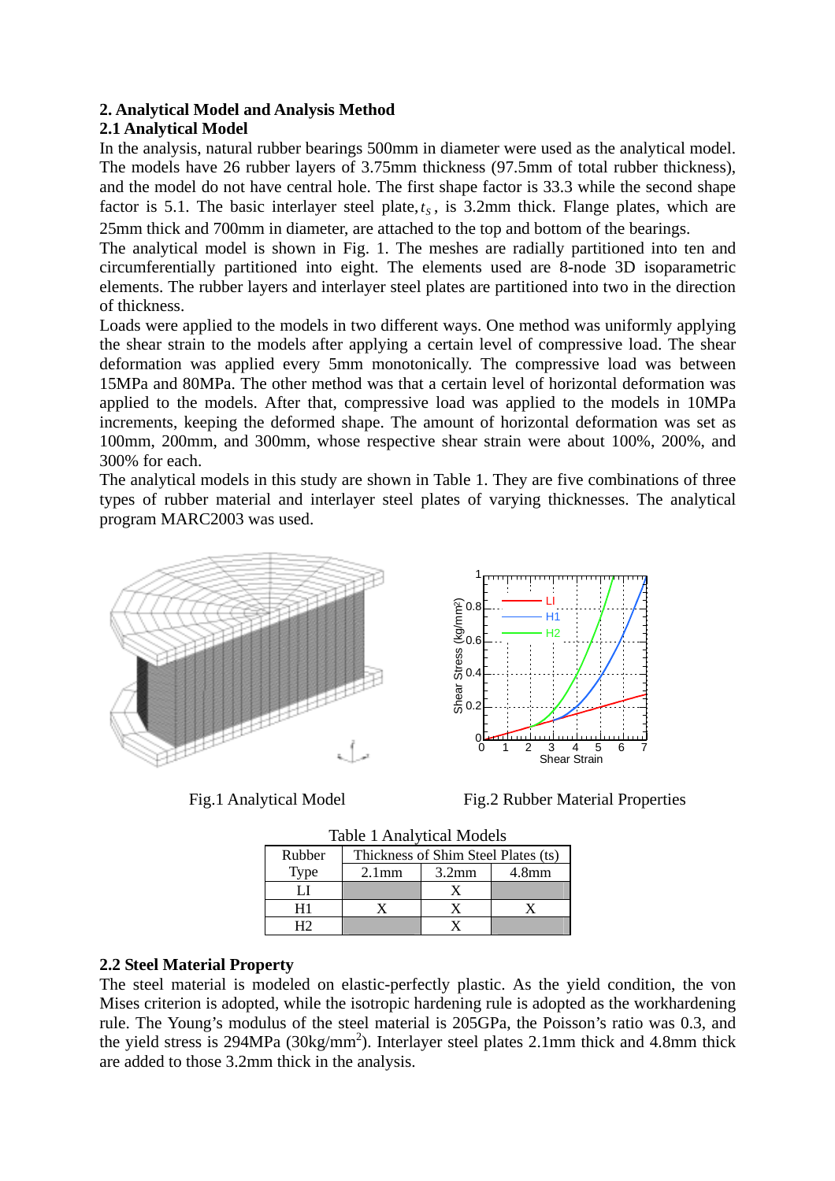## 2. Analytical Model and Analysis Method

### 2.1 Analytical Model

In the analysis, natural rubber bearings 500mm in diameter were used as the analytical model. The models have 26 rubber layers of 3.75mm thickness (97.5mm of total rubber thickness), and the model do not have central hole. The first shape factor is 33.3 while the second shape factor is 5.1. The basic interlayer steel plate, $t_S$, is 3.2mm thick. Flange plates, which are 25mm thick and 700mm in diameter, are attached to the top and bottom of the bearings.

The analytical model is shown in Fig. 1. The meshes are radially partitioned into ten and circumferentially partitioned into eight. The elements used are 8-node 3D isoparametric elements. The rubber layers and interlayer steel plates are partitioned into two in the direction of thickness.

Loads were applied to the models in two different ways. One method was uniformly applying the shear strain to the models after applying a certain level of compressive load. The shear deformation was applied every 5mm monotonically. The compressive load was between 15MPa and 80MPa. The other method was that a certain level of horizontal deformation was applied to the models. After that, compressive load was applied to the models in 10MPa increments, keeping the deformed shape. The amount of horizontal deformation was set as 100mm, 200mm, and 300mm, whose respective shear strain were about 100%, 200%, and 300% for each.

The analytical models in this study are shown in Table 1. They are five combinations of three types of rubber material and interlayer steel plates of varying thicknesses. The analytical program MARC2003 was used.

Fig.1 Analytical Model

Fig.2 Rubber Material Properties

Table 1 Analytical Models

| Rubber Type | Thickness of Shim Steel Plates (ts) | | |
|---|---|---|---|
| | 2.1mm | 3.2mm | 4.8mm |
| LI | | X | |
| H1 | X | X | X |
| H2 | | X | |

### 2.2 Steel Material Property

The steel material is modeled on elastic-perfectly plastic. As the yield condition, the von Mises criterion is adopted, while the isotropic hardening rule is adopted as the workhardening rule. The Young's modulus of the steel material is 205GPa, the Poisson's ratio was 0.3, and the yield stress is 294MPa (30kg/mm$^2$). Interlayer steel plates 2.1mm thick and 4.8mm thick are added to those 3.2mm thick in the analysis.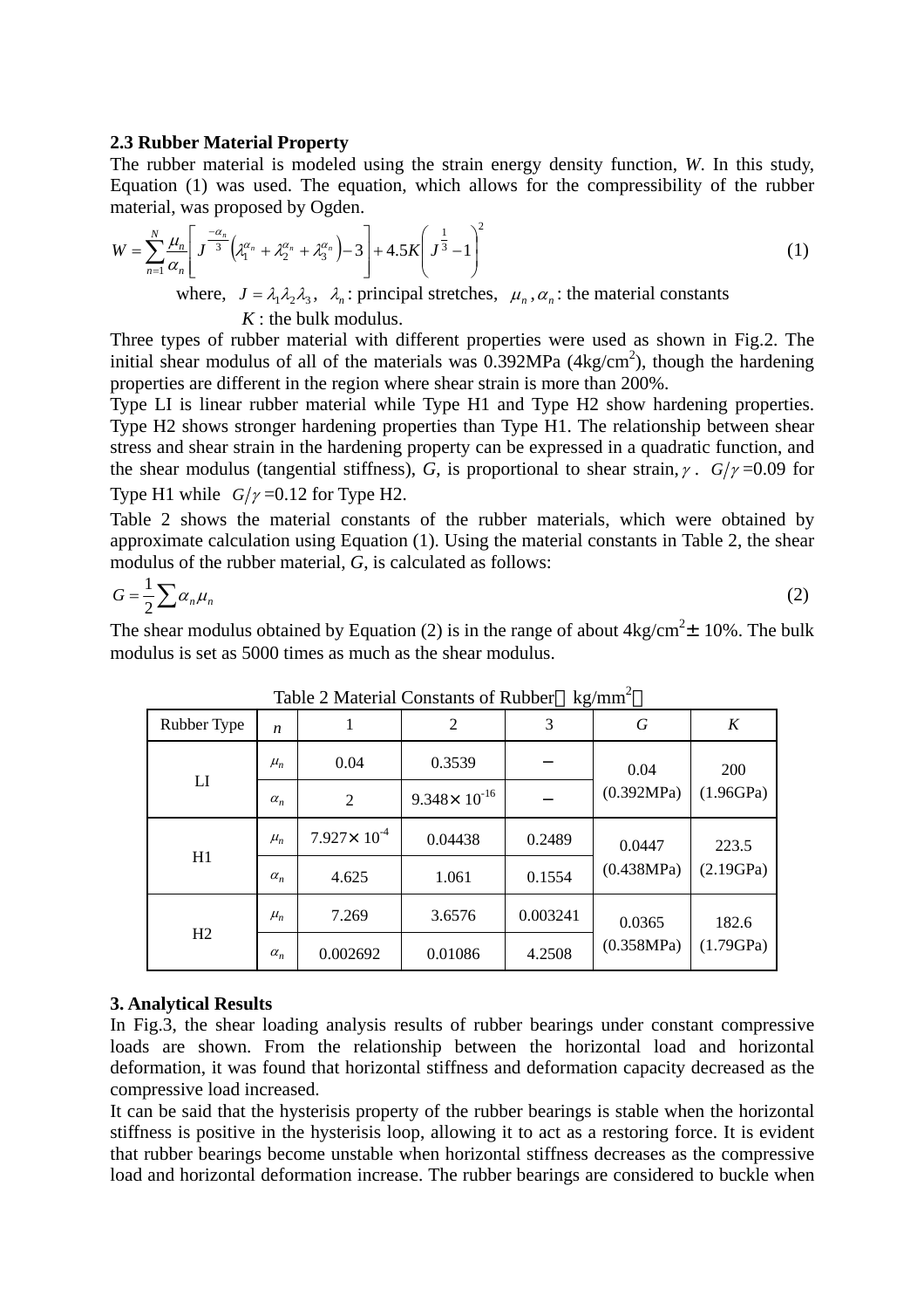**2.3 Rubber Material Property**

The rubber material is modeled using the strain energy density function, *W*. In this study, Equation (1) was used. The equation, which allows for the compressibility of the rubber material, was proposed by Ogden.

$$W = \sum_{n=1}^{N} \frac{\mu_n}{\alpha_n}\left[ J^{\frac{-\alpha_n}{3}}\left(\lambda_1^{\alpha_n} + \lambda_2^{\alpha_n} + \lambda_3^{\alpha_n}\right) - 3 \right] + 4.5K\left( J^{\frac{1}{3}} - 1 \right)^2 \tag{1}$$

where, $J = \lambda_1 \lambda_2 \lambda_3$, $\lambda_n$: principal stretches, $\mu_n, \alpha_n$: the material constants

$K$ : the bulk modulus.

Three types of rubber material with different properties were used as shown in Fig.2. The initial shear modulus of all of the materials was 0.392MPa (4kg/cm$^2$), though the hardening properties are different in the region where shear strain is more than 200%.

Type LI is linear rubber material while Type H1 and Type H2 show hardening properties. Type H2 shows stronger hardening properties than Type H1. The relationship between shear stress and shear strain in the hardening property can be expressed in a quadratic function, and the shear modulus (tangential stiffness), *G*, is proportional to shear strain, $\gamma$. $G/\gamma$ =0.09 for Type H1 while $G/\gamma$ =0.12 for Type H2.

Table 2 shows the material constants of the rubber materials, which were obtained by approximate calculation using Equation (1). Using the material constants in Table 2, the shear modulus of the rubber material, *G*, is calculated as follows:

$$G = \frac{1}{2}\sum \alpha_n \mu_n \tag{2}$$

The shear modulus obtained by Equation (2) is in the range of about 4kg/cm$^2$± 10%. The bulk modulus is set as 5000 times as much as the shear modulus.

Table 2 Material Constants of Rubber（kg/mm$^2$）

| Rubber Type | $n$ | 1 | 2 | 3 | $G$ | $K$ |
|---|---|---|---|---|---|---|
| LI | $\mu_n$ | 0.04 | 0.3539 | − | 0.04 (0.392MPa) | 200 (1.96GPa) |
| | $\alpha_n$ | 2 | $9.348\times 10^{-16}$ | − | | |
| H1 | $\mu_n$ | $7.927\times 10^{-4}$ | 0.04438 | 0.2489 | 0.0447 (0.438MPa) | 223.5 (2.19GPa) |
| | $\alpha_n$ | 4.625 | 1.061 | 0.1554 | | |
| H2 | $\mu_n$ | 7.269 | 3.6576 | 0.003241 | 0.0365 (0.358MPa) | 182.6 (1.79GPa) |
| | $\alpha_n$ | 0.002692 | 0.01086 | 4.2508 | | |

**3. Analytical Results**

In Fig.3, the shear loading analysis results of rubber bearings under constant compressive loads are shown. From the relationship between the horizontal load and horizontal deformation, it was found that horizontal stiffness and deformation capacity decreased as the compressive load increased.

It can be said that the hysterisis property of the rubber bearings is stable when the horizontal stiffness is positive in the hysterisis loop, allowing it to act as a restoring force. It is evident that rubber bearings become unstable when horizontal stiffness decreases as the compressive load and horizontal deformation increase. The rubber bearings are considered to buckle when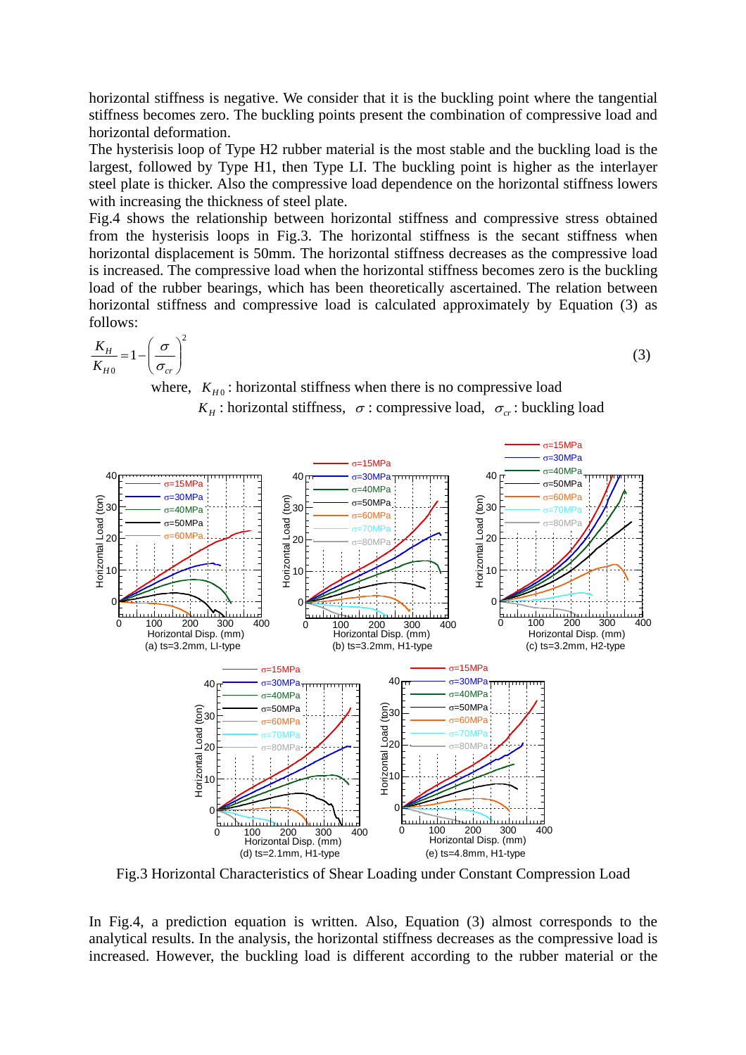horizontal stiffness is negative. We consider that it is the buckling point where the tangential stiffness becomes zero. The buckling points present the combination of compressive load and horizontal deformation.

The hysterisis loop of Type H2 rubber material is the most stable and the buckling load is the largest, followed by Type H1, then Type LI. The buckling point is higher as the interlayer steel plate is thicker. Also the compressive load dependence on the horizontal stiffness lowers with increasing the thickness of steel plate.

Fig.4 shows the relationship between horizontal stiffness and compressive stress obtained from the hysterisis loops in Fig.3. The horizontal stiffness is the secant stiffness when horizontal displacement is 50mm. The horizontal stiffness decreases as the compressive load is increased. The compressive load when the horizontal stiffness becomes zero is the buckling load of the rubber bearings, which has been theoretically ascertained. The relation between horizontal stiffness and compressive load is calculated approximately by Equation (3) as follows:

$$\frac{K_H}{K_{H0}} = 1 - \left(\frac{\sigma}{\sigma_{cr}}\right)^2 \tag{3}$$

where, $K_{H0}$ : horizontal stiffness when there is no compressive load

$K_H$ : horizontal stiffness, $\sigma$ : compressive load, $\sigma_{cr}$ : buckling load

Fig.3 Horizontal Characteristics of Shear Loading under Constant Compression Load

In Fig.4, a prediction equation is written. Also, Equation (3) almost corresponds to the analytical results. In the analysis, the horizontal stiffness decreases as the compressive load is increased. However, the buckling load is different according to the rubber material or the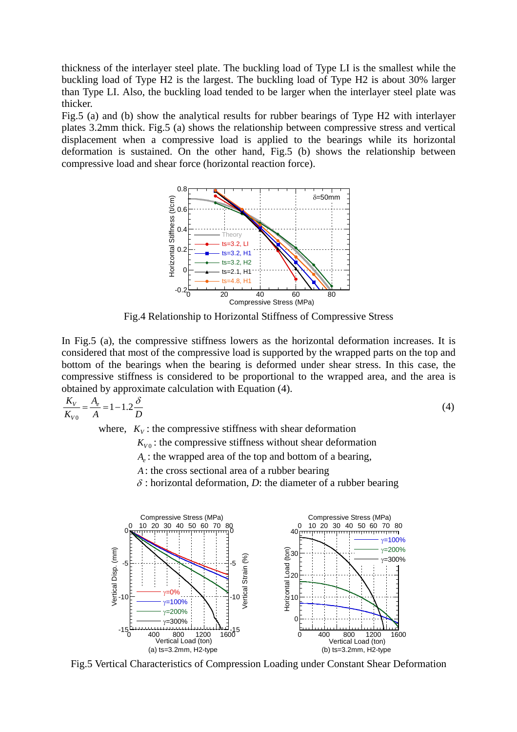thickness of the interlayer steel plate. The buckling load of Type LI is the smallest while the buckling load of Type H2 is the largest. The buckling load of Type H2 is about 30% larger than Type LI. Also, the buckling load tended to be larger when the interlayer steel plate was thicker.

Fig.5 (a) and (b) show the analytical results for rubber bearings of Type H2 with interlayer plates 3.2mm thick. Fig.5 (a) shows the relationship between compressive stress and vertical displacement when a compressive load is applied to the bearings while its horizontal deformation is sustained. On the other hand, Fig.5 (b) shows the relationship between compressive load and shear force (horizontal reaction force).

Fig.4 Relationship to Horizontal Stiffness of Compressive Stress

In Fig.5 (a), the compressive stiffness lowers as the horizontal deformation increases. It is considered that most of the compressive load is supported by the wrapped parts on the top and bottom of the bearings when the bearing is deformed under shear stress. In this case, the compressive stiffness is considered to be proportional to the wrapped area, and the area is obtained by approximate calculation with Equation (4).

$$\frac{K_V}{K_{V0}} = \frac{A_e}{A} = 1 - 1.2\frac{\delta}{D} \tag{4}$$

where, $K_V$ : the compressive stiffness with shear deformation

$K_{V0}$ : the compressive stiffness without shear deformation

$A_e$ : the wrapped area of the top and bottom of a bearing,

$A$ : the cross sectional area of a rubber bearing

$\delta$ : horizontal deformation, $D$: the diameter of a rubber bearing

(a) ts=3.2mm, H2-type

(b) ts=3.2mm, H2-type

Fig.5 Vertical Characteristics of Compression Loading under Constant Shear Deformation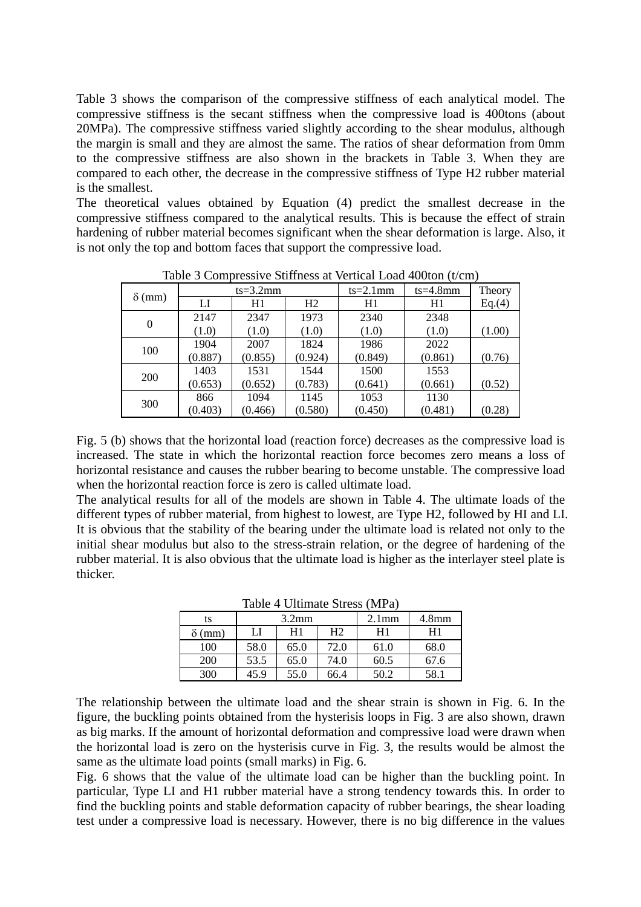Table 3 shows the comparison of the compressive stiffness of each analytical model. The compressive stiffness is the secant stiffness when the compressive load is 400tons (about 20MPa). The compressive stiffness varied slightly according to the shear modulus, although the margin is small and they are almost the same. The ratios of shear deformation from 0mm to the compressive stiffness are also shown in the brackets in Table 3. When they are compared to each other, the decrease in the compressive stiffness of Type H2 rubber material is the smallest.

The theoretical values obtained by Equation (4) predict the smallest decrease in the compressive stiffness compared to the analytical results. This is because the effect of strain hardening of rubber material becomes significant when the shear deformation is large. Also, it is not only the top and bottom faces that support the compressive load.

Table 3 Compressive Stiffness at Vertical Load 400ton (t/cm)

| $\delta$ (mm) | ts=3.2mm | | | ts=2.1mm | ts=4.8mm | Theory |
|---|---|---|---|---|---|---|
| | LI | H1 | H2 | H1 | H1 | Eq.(4) |
| 0 | 2147 (1.0) | 2347 (1.0) | 1973 (1.0) | 2340 (1.0) | 2348 (1.0) | (1.00) |
| 100 | 1904 (0.887) | 2007 (0.855) | 1824 (0.924) | 1986 (0.849) | 2022 (0.861) | (0.76) |
| 200 | 1403 (0.653) | 1531 (0.652) | 1544 (0.783) | 1500 (0.641) | 1553 (0.661) | (0.52) |
| 300 | 866 (0.403) | 1094 (0.466) | 1145 (0.580) | 1053 (0.450) | 1130 (0.481) | (0.28) |

Fig. 5 (b) shows that the horizontal load (reaction force) decreases as the compressive load is increased. The state in which the horizontal reaction force becomes zero means a loss of horizontal resistance and causes the rubber bearing to become unstable. The compressive load when the horizontal reaction force is zero is called ultimate load.

The analytical results for all of the models are shown in Table 4. The ultimate loads of the different types of rubber material, from highest to lowest, are Type H2, followed by HI and LI. It is obvious that the stability of the bearing under the ultimate load is related not only to the initial shear modulus but also to the stress-strain relation, or the degree of hardening of the rubber material. It is also obvious that the ultimate load is higher as the interlayer steel plate is thicker.

Table 4 Ultimate Stress (MPa)

| ts | 3.2mm | | | 2.1mm | 4.8mm |
|---|---|---|---|---|---|
| $\delta$ (mm) | LI | H1 | H2 | H1 | H1 |
| 100 | 58.0 | 65.0 | 72.0 | 61.0 | 68.0 |
| 200 | 53.5 | 65.0 | 74.0 | 60.5 | 67.6 |
| 300 | 45.9 | 55.0 | 66.4 | 50.2 | 58.1 |

The relationship between the ultimate load and the shear strain is shown in Fig. 6. In the figure, the buckling points obtained from the hysterisis loops in Fig. 3 are also shown, drawn as big marks. If the amount of horizontal deformation and compressive load were drawn when the horizontal load is zero on the hysterisis curve in Fig. 3, the results would be almost the same as the ultimate load points (small marks) in Fig. 6.

Fig. 6 shows that the value of the ultimate load can be higher than the buckling point. In particular, Type LI and H1 rubber material have a strong tendency towards this. In order to find the buckling points and stable deformation capacity of rubber bearings, the shear loading test under a compressive load is necessary. However, there is no big difference in the values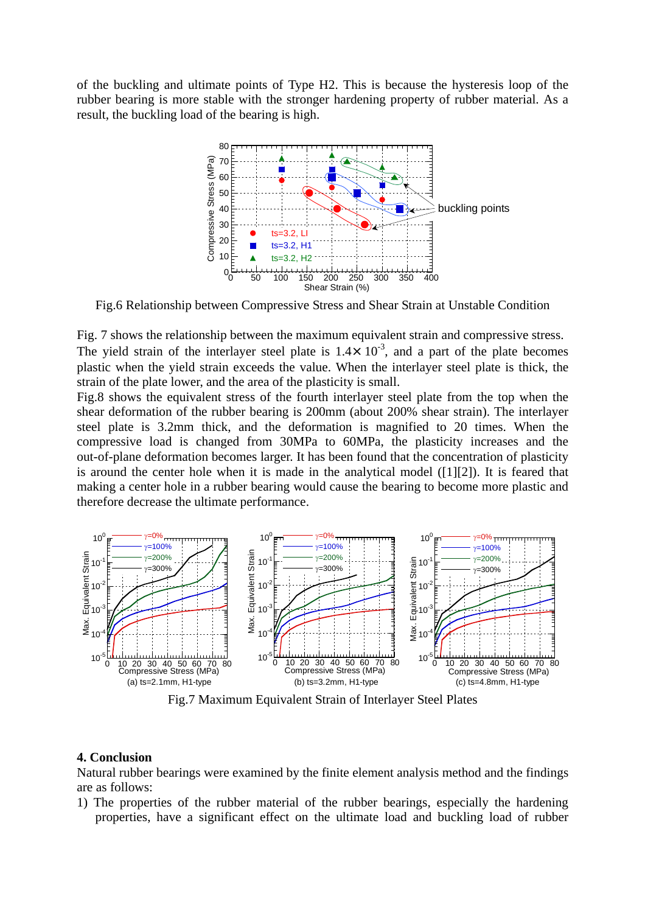of the buckling and ultimate points of Type H2. This is because the hysteresis loop of the rubber bearing is more stable with the stronger hardening property of rubber material. As a result, the buckling load of the bearing is high.

Fig.6 Relationship between Compressive Stress and Shear Strain at Unstable Condition

Fig. 7 shows the relationship between the maximum equivalent strain and compressive stress. The yield strain of the interlayer steel plate is $1.4\times 10^{-3}$, and a part of the plate becomes plastic when the yield strain exceeds the value. When the interlayer steel plate is thick, the strain of the plate lower, and the area of the plasticity is small.

Fig.8 shows the equivalent stress of the fourth interlayer steel plate from the top when the shear deformation of the rubber bearing is 200mm (about 200% shear strain). The interlayer steel plate is 3.2mm thick, and the deformation is magnified to 20 times. When the compressive load is changed from 30MPa to 60MPa, the plasticity increases and the out-of-plane deformation becomes larger. It has been found that the concentration of plasticity is around the center hole when it is made in the analytical model ([1][2]). It is feared that making a center hole in a rubber bearing would cause the bearing to become more plastic and therefore decrease the ultimate performance.

(a) ts=2.1mm, H1-type (b) ts=3.2mm, H1-type (c) ts=4.8mm, H1-type

Fig.7 Maximum Equivalent Strain of Interlayer Steel Plates

## 4. Conclusion

Natural rubber bearings were examined by the finite element analysis method and the findings are as follows:

1) The properties of the rubber material of the rubber bearings, especially the hardening properties, have a significant effect on the ultimate load and buckling load of rubber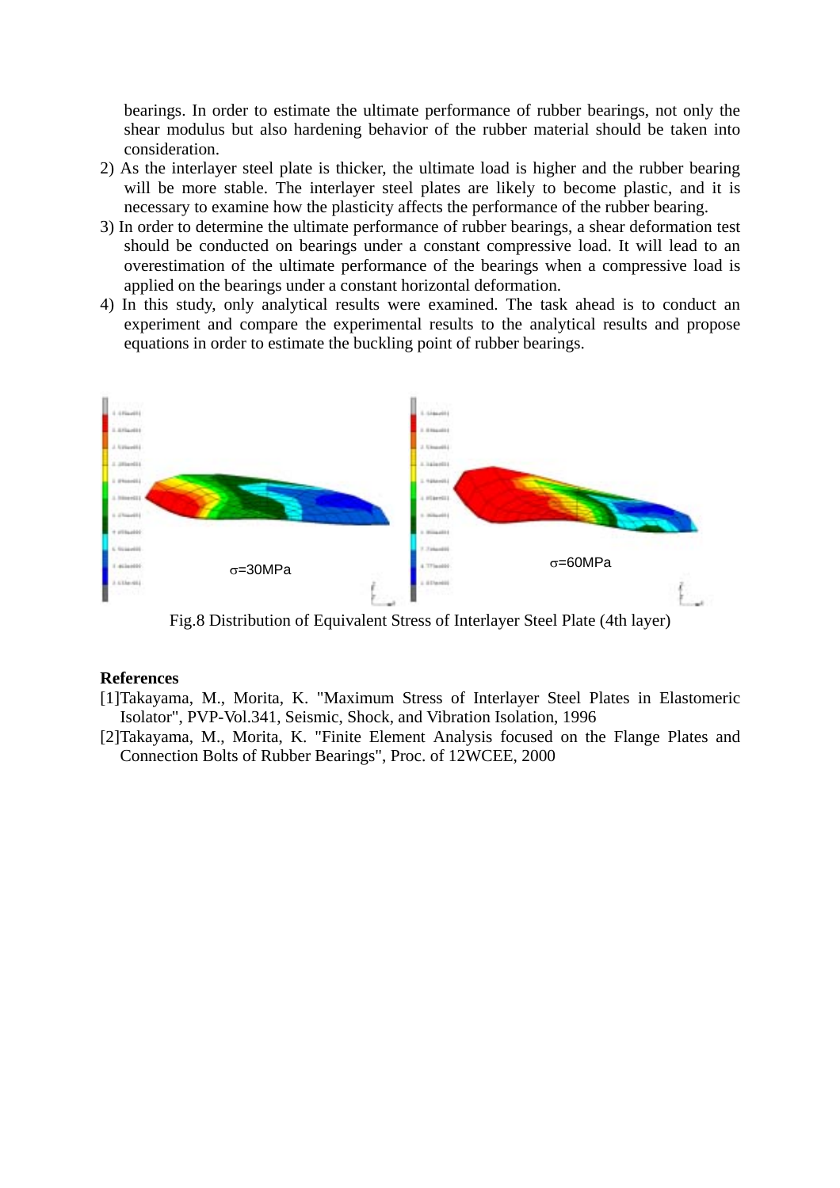bearings. In order to estimate the ultimate performance of rubber bearings, not only the shear modulus but also hardening behavior of the rubber material should be taken into consideration.

2) As the interlayer steel plate is thicker, the ultimate load is higher and the rubber bearing will be more stable. The interlayer steel plates are likely to become plastic, and it is necessary to examine how the plasticity affects the performance of the rubber bearing.

3) In order to determine the ultimate performance of rubber bearings, a shear deformation test should be conducted on bearings under a constant compressive load. It will lead to an overestimation of the ultimate performance of the bearings when a compressive load is applied on the bearings under a constant horizontal deformation.

4) In this study, only analytical results were examined. The task ahead is to conduct an experiment and compare the experimental results to the analytical results and propose equations in order to estimate the buckling point of rubber bearings.

σ=30MPa

σ=60MPa

Fig.8 Distribution of Equivalent Stress of Interlayer Steel Plate (4th layer)

**References**

[1]Takayama, M., Morita, K. "Maximum Stress of Interlayer Steel Plates in Elastomeric Isolator", PVP-Vol.341, Seismic, Shock, and Vibration Isolation, 1996

[2]Takayama, M., Morita, K. "Finite Element Analysis focused on the Flange Plates and Connection Bolts of Rubber Bearings", Proc. of 12WCEE, 2000